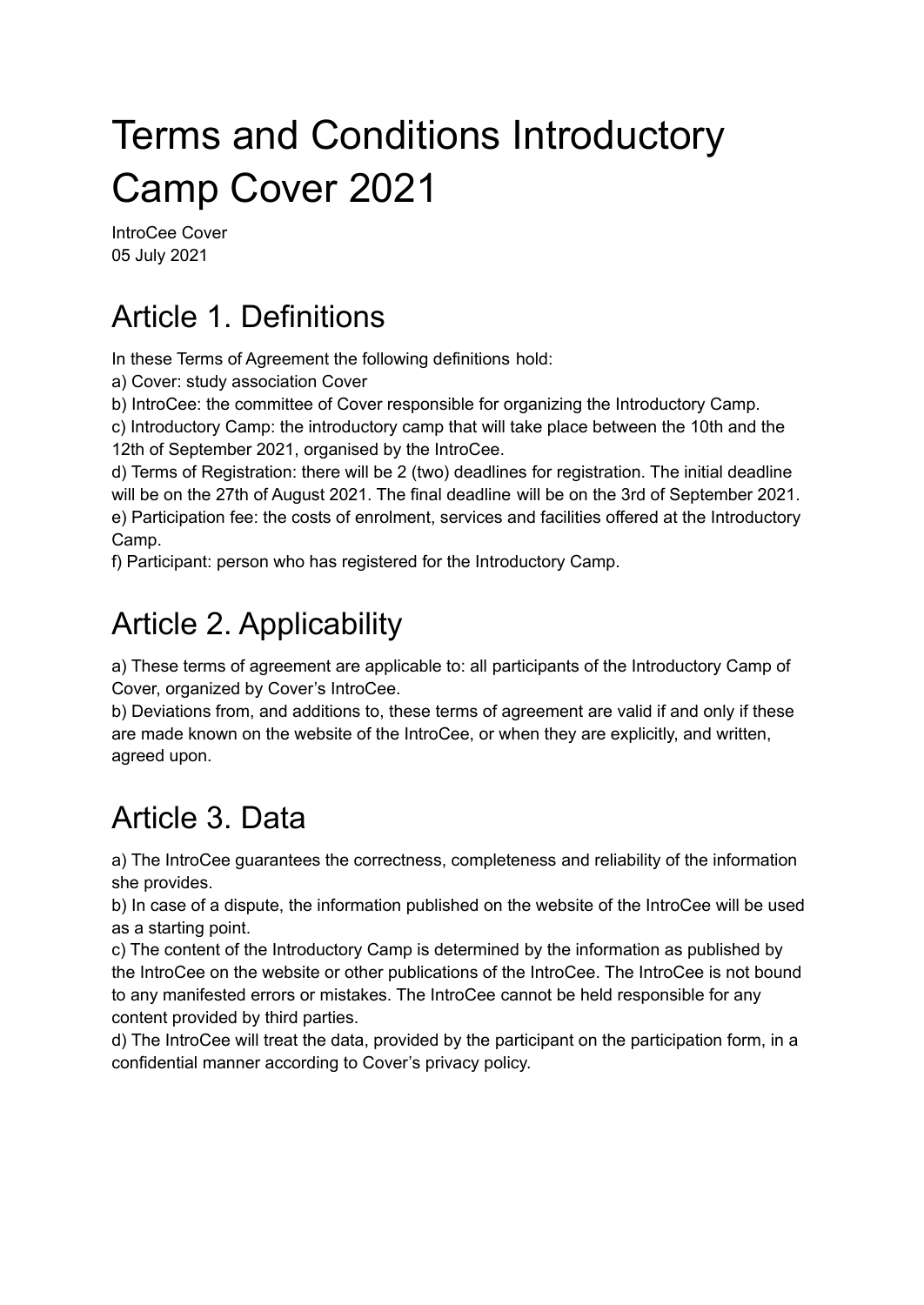# Terms and Conditions Introductory Camp Cover 2021

IntroCee Cover
05 July 2021

## Article 1. Definitions

In these Terms of Agreement the following definitions hold:
a) Cover: study association Cover
b) IntroCee: the committee of Cover responsible for organizing the Introductory Camp.
c) Introductory Camp: the introductory camp that will take place between the 10th and the 12th of September 2021, organised by the IntroCee.
d) Terms of Registration: there will be 2 (two) deadlines for registration. The initial deadline will be on the 27th of August 2021. The final deadline will be on the 3rd of September 2021.
e) Participation fee: the costs of enrolment, services and facilities offered at the Introductory Camp.
f) Participant: person who has registered for the Introductory Camp.

## Article 2. Applicability

a) These terms of agreement are applicable to: all participants of the Introductory Camp of Cover, organized by Cover's IntroCee.
b) Deviations from, and additions to, these terms of agreement are valid if and only if these are made known on the website of the IntroCee, or when they are explicitly, and written, agreed upon.

## Article 3. Data

a) The IntroCee guarantees the correctness, completeness and reliability of the information she provides.
b) In case of a dispute, the information published on the website of the IntroCee will be used as a starting point.
c) The content of the Introductory Camp is determined by the information as published by the IntroCee on the website or other publications of the IntroCee. The IntroCee is not bound to any manifested errors or mistakes. The IntroCee cannot be held responsible for any content provided by third parties.
d) The IntroCee will treat the data, provided by the participant on the participation form, in a confidential manner according to Cover's privacy policy.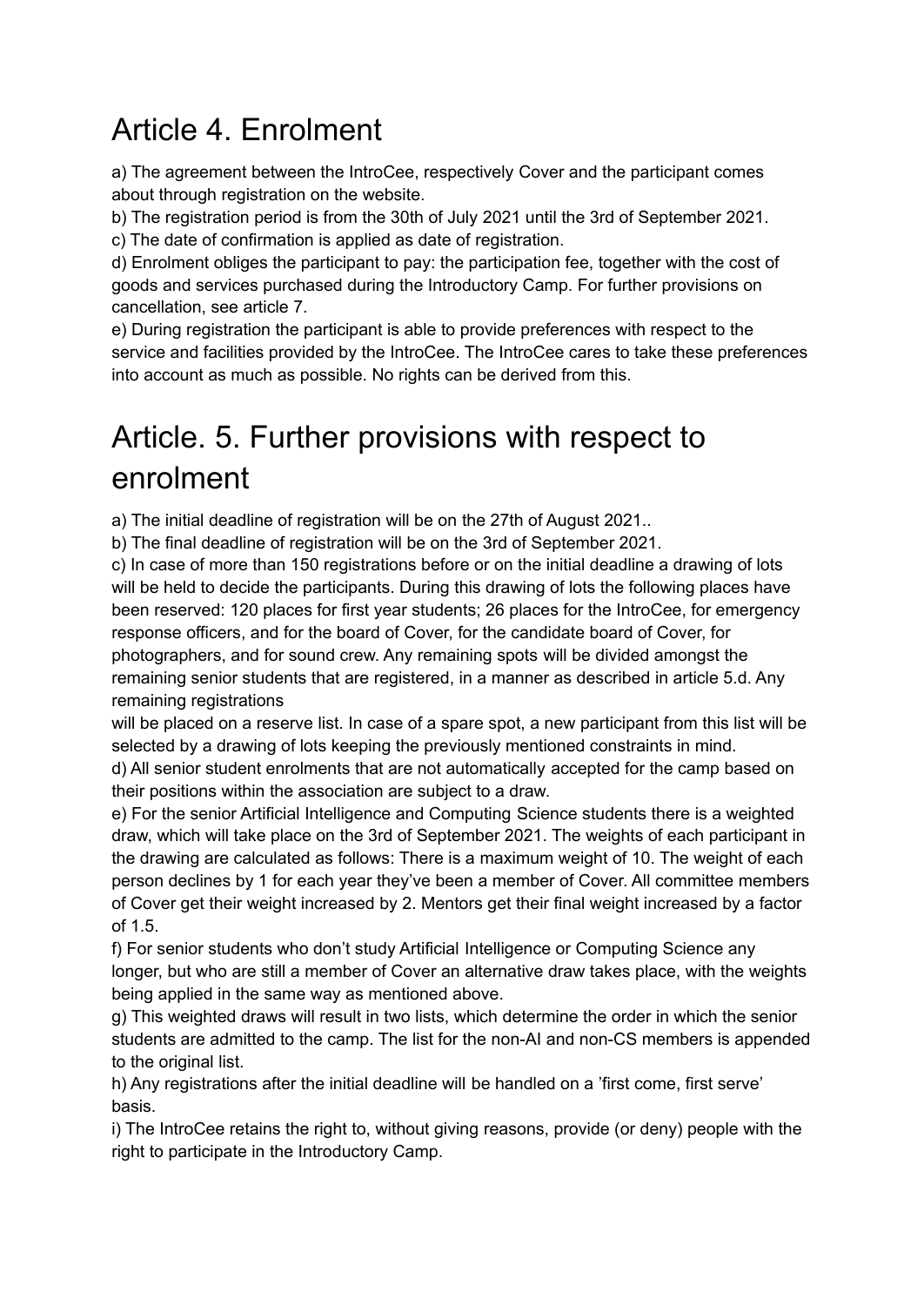# Article 4. Enrolment

a) The agreement between the IntroCee, respectively Cover and the participant comes about through registration on the website.
b) The registration period is from the 30th of July 2021 until the 3rd of September 2021.
c) The date of confirmation is applied as date of registration.
d) Enrolment obliges the participant to pay: the participation fee, together with the cost of goods and services purchased during the Introductory Camp. For further provisions on cancellation, see article 7.
e) During registration the participant is able to provide preferences with respect to the service and facilities provided by the IntroCee. The IntroCee cares to take these preferences into account as much as possible. No rights can be derived from this.

# Article. 5. Further provisions with respect to enrolment

a) The initial deadline of registration will be on the 27th of August 2021..
b) The final deadline of registration will be on the 3rd of September 2021.
c) In case of more than 150 registrations before or on the initial deadline a drawing of lots will be held to decide the participants. During this drawing of lots the following places have been reserved: 120 places for first year students; 26 places for the IntroCee, for emergency response officers, and for the board of Cover, for the candidate board of Cover, for photographers, and for sound crew. Any remaining spots will be divided amongst the remaining senior students that are registered, in a manner as described in article 5.d. Any remaining registrations will be placed on a reserve list. In case of a spare spot, a new participant from this list will be selected by a drawing of lots keeping the previously mentioned constraints in mind.
d) All senior student enrolments that are not automatically accepted for the camp based on their positions within the association are subject to a draw.
e) For the senior Artificial Intelligence and Computing Science students there is a weighted draw, which will take place on the 3rd of September 2021. The weights of each participant in the drawing are calculated as follows: There is a maximum weight of 10. The weight of each person declines by 1 for each year they've been a member of Cover. All committee members of Cover get their weight increased by 2. Mentors get their final weight increased by a factor of 1.5.
f) For senior students who don't study Artificial Intelligence or Computing Science any longer, but who are still a member of Cover an alternative draw takes place, with the weights being applied in the same way as mentioned above.
g) This weighted draws will result in two lists, which determine the order in which the senior students are admitted to the camp. The list for the non-AI and non-CS members is appended to the original list.
h) Any registrations after the initial deadline will be handled on a 'first come, first serve' basis.
i) The IntroCee retains the right to, without giving reasons, provide (or deny) people with the right to participate in the Introductory Camp.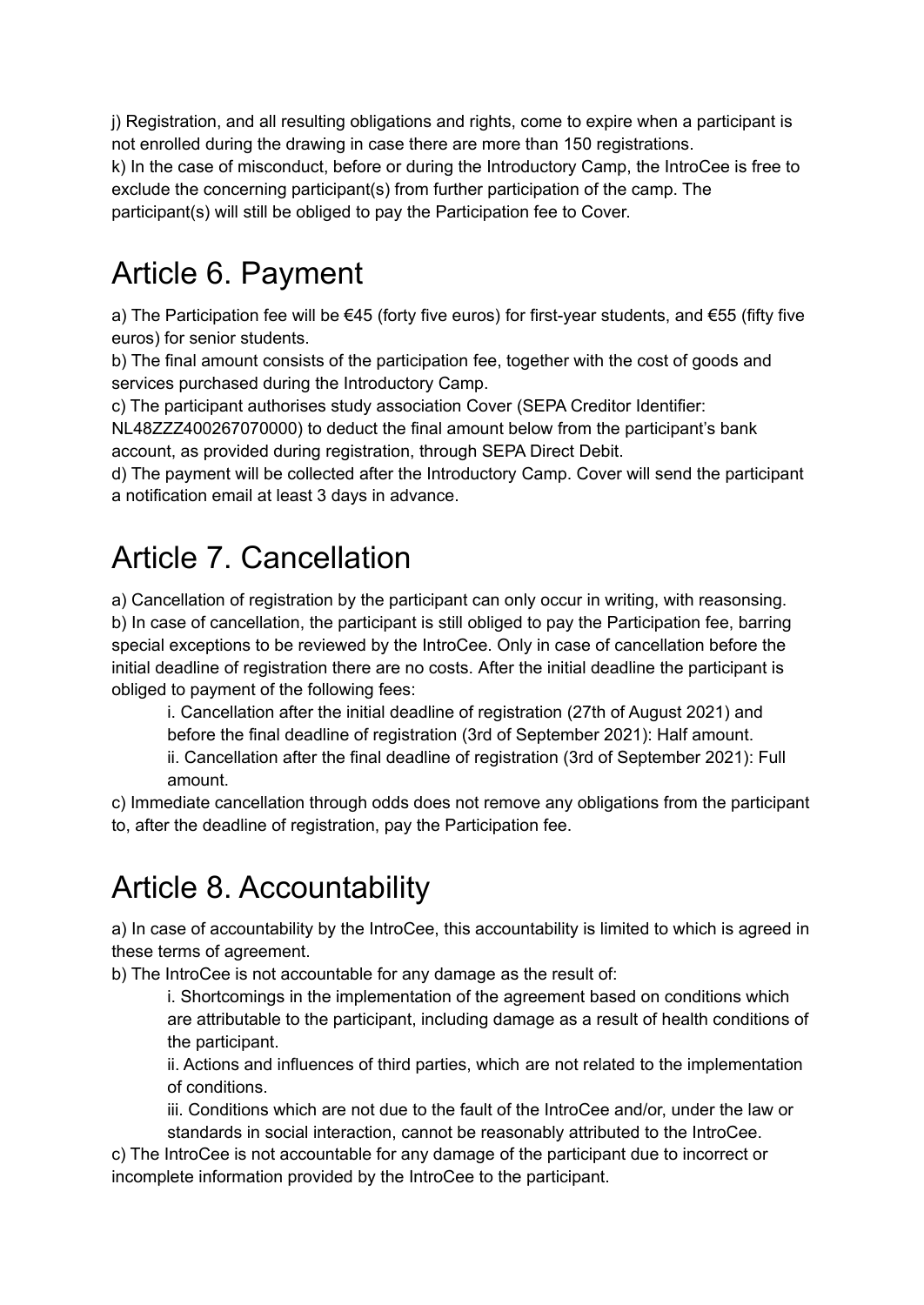j) Registration, and all resulting obligations and rights, come to expire when a participant is not enrolled during the drawing in case there are more than 150 registrations.
k) In the case of misconduct, before or during the Introductory Camp, the IntroCee is free to exclude the concerning participant(s) from further participation of the camp. The participant(s) will still be obliged to pay the Participation fee to Cover.

# Article 6. Payment

a) The Participation fee will be €45 (forty five euros) for first-year students, and €55 (fifty five euros) for senior students.
b) The final amount consists of the participation fee, together with the cost of goods and services purchased during the Introductory Camp.
c) The participant authorises study association Cover (SEPA Creditor Identifier: NL48ZZZ400267070000) to deduct the final amount below from the participant's bank account, as provided during registration, through SEPA Direct Debit.
d) The payment will be collected after the Introductory Camp. Cover will send the participant a notification email at least 3 days in advance.

# Article 7. Cancellation

a) Cancellation of registration by the participant can only occur in writing, with reasonsing.
b) In case of cancellation, the participant is still obliged to pay the Participation fee, barring special exceptions to be reviewed by the IntroCee. Only in case of cancellation before the initial deadline of registration there are no costs. After the initial deadline the participant is obliged to payment of the following fees:

  i. Cancellation after the initial deadline of registration (27th of August 2021) and before the final deadline of registration (3rd of September 2021): Half amount.
  ii. Cancellation after the final deadline of registration (3rd of September 2021): Full amount.

c) Immediate cancellation through odds does not remove any obligations from the participant to, after the deadline of registration, pay the Participation fee.

# Article 8. Accountability

a) In case of accountability by the IntroCee, this accountability is limited to which is agreed in these terms of agreement.
b) The IntroCee is not accountable for any damage as the result of:

  i. Shortcomings in the implementation of the agreement based on conditions which are attributable to the participant, including damage as a result of health conditions of the participant.
  ii. Actions and influences of third parties, which are not related to the implementation of conditions.
  iii. Conditions which are not due to the fault of the IntroCee and/or, under the law or standards in social interaction, cannot be reasonably attributed to the IntroCee.

c) The IntroCee is not accountable for any damage of the participant due to incorrect or incomplete information provided by the IntroCee to the participant.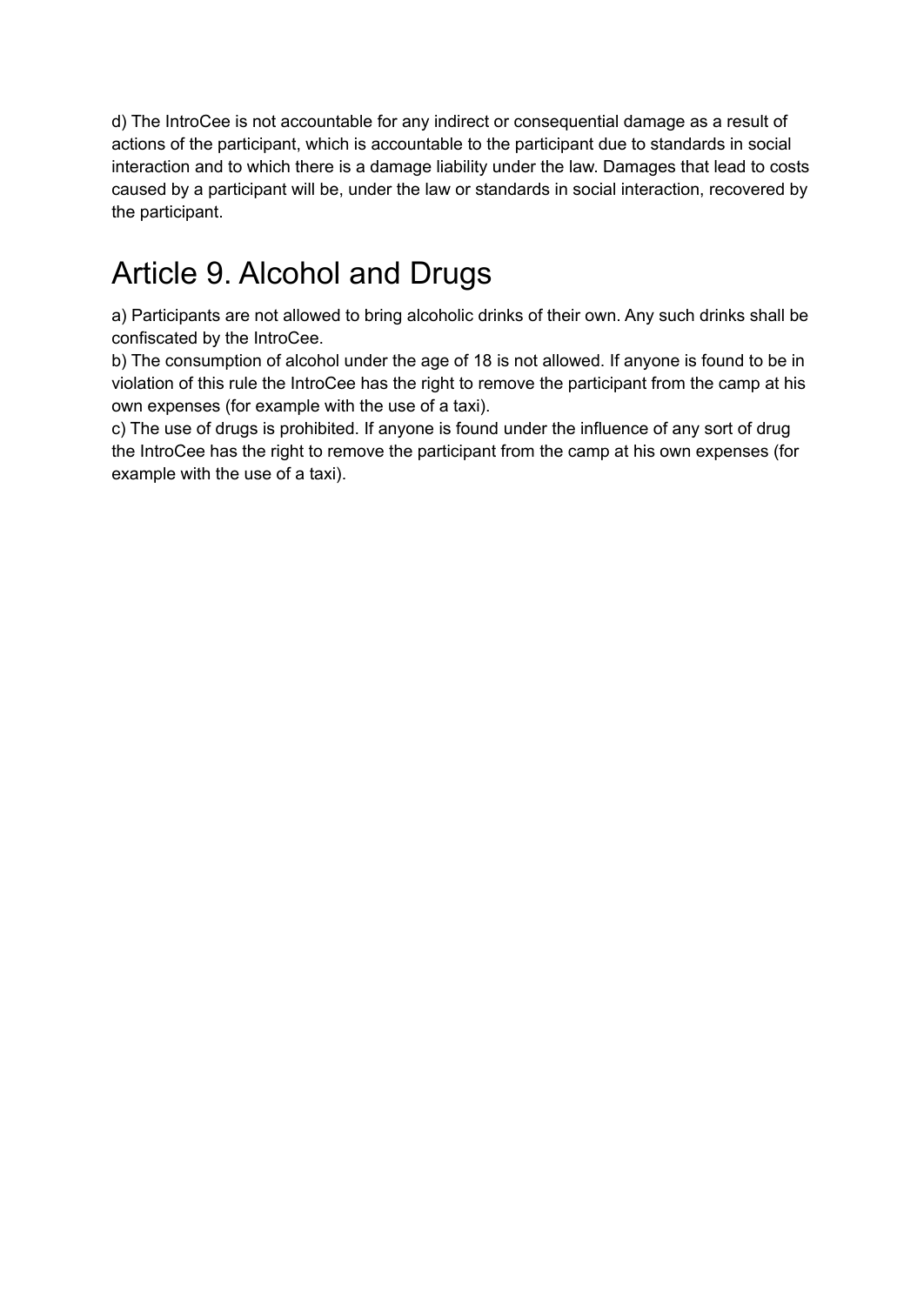d) The IntroCee is not accountable for any indirect or consequential damage as a result of actions of the participant, which is accountable to the participant due to standards in social interaction and to which there is a damage liability under the law. Damages that lead to costs caused by a participant will be, under the law or standards in social interaction, recovered by the participant.

# Article 9. Alcohol and Drugs

a) Participants are not allowed to bring alcoholic drinks of their own. Any such drinks shall be confiscated by the IntroCee.
b) The consumption of alcohol under the age of 18 is not allowed. If anyone is found to be in violation of this rule the IntroCee has the right to remove the participant from the camp at his own expenses (for example with the use of a taxi).
c) The use of drugs is prohibited. If anyone is found under the influence of any sort of drug the IntroCee has the right to remove the participant from the camp at his own expenses (for example with the use of a taxi).